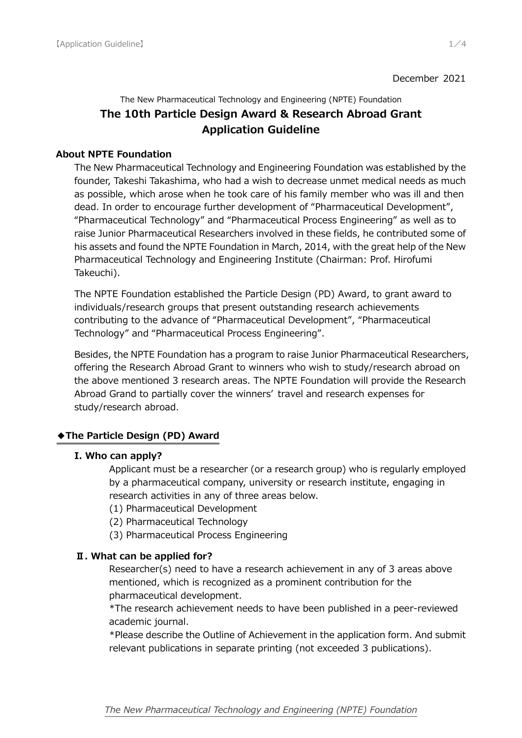December 2021

The New Pharmaceutical Technology and Engineering (NPTE) Foundation

# The 10th Particle Design Award & Research Abroad Grant Application Guideline

## About NPTE Foundation

The New Pharmaceutical Technology and Engineering Foundation was established by the founder, Takeshi Takashima, who had a wish to decrease unmet medical needs as much as possible, which arose when he took care of his family member who was ill and then dead. In order to encourage further development of "Pharmaceutical Development", "Pharmaceutical Technology" and "Pharmaceutical Process Engineering" as well as to raise Junior Pharmaceutical Researchers involved in these fields, he contributed some of his assets and found the NPTE Foundation in March, 2014, with the great help of the New Pharmaceutical Technology and Engineering Institute (Chairman: Prof. Hirofumi Takeuchi).

The NPTE Foundation established the Particle Design (PD) Award, to grant award to individuals/research groups that present outstanding research achievements contributing to the advance of "Pharmaceutical Development", "Pharmaceutical Technology" and "Pharmaceutical Process Engineering".

Besides, the NPTE Foundation has a program to raise Junior Pharmaceutical Researchers, offering the Research Abroad Grant to winners who wish to study/research abroad on the above mentioned 3 research areas. The NPTE Foundation will provide the Research Abroad Grand to partially cover the winners' travel and research expenses for study/research abroad.

## ◆The Particle Design (PD) Award

### I. Who can apply?

Applicant must be a researcher (or a research group) who is regularly employed by a pharmaceutical company, university or research institute, engaging in research activities in any of three areas below.

(1) Pharmaceutical Development
(2) Pharmaceutical Technology
(3) Pharmaceutical Process Engineering

### Ⅱ. What can be applied for?

Researcher(s) need to have a research achievement in any of 3 areas above mentioned, which is recognized as a prominent contribution for the pharmaceutical development.

*The research achievement needs to have been published in a peer-reviewed academic journal.

*Please describe the Outline of Achievement in the application form. And submit relevant publications in separate printing (not exceeded 3 publications).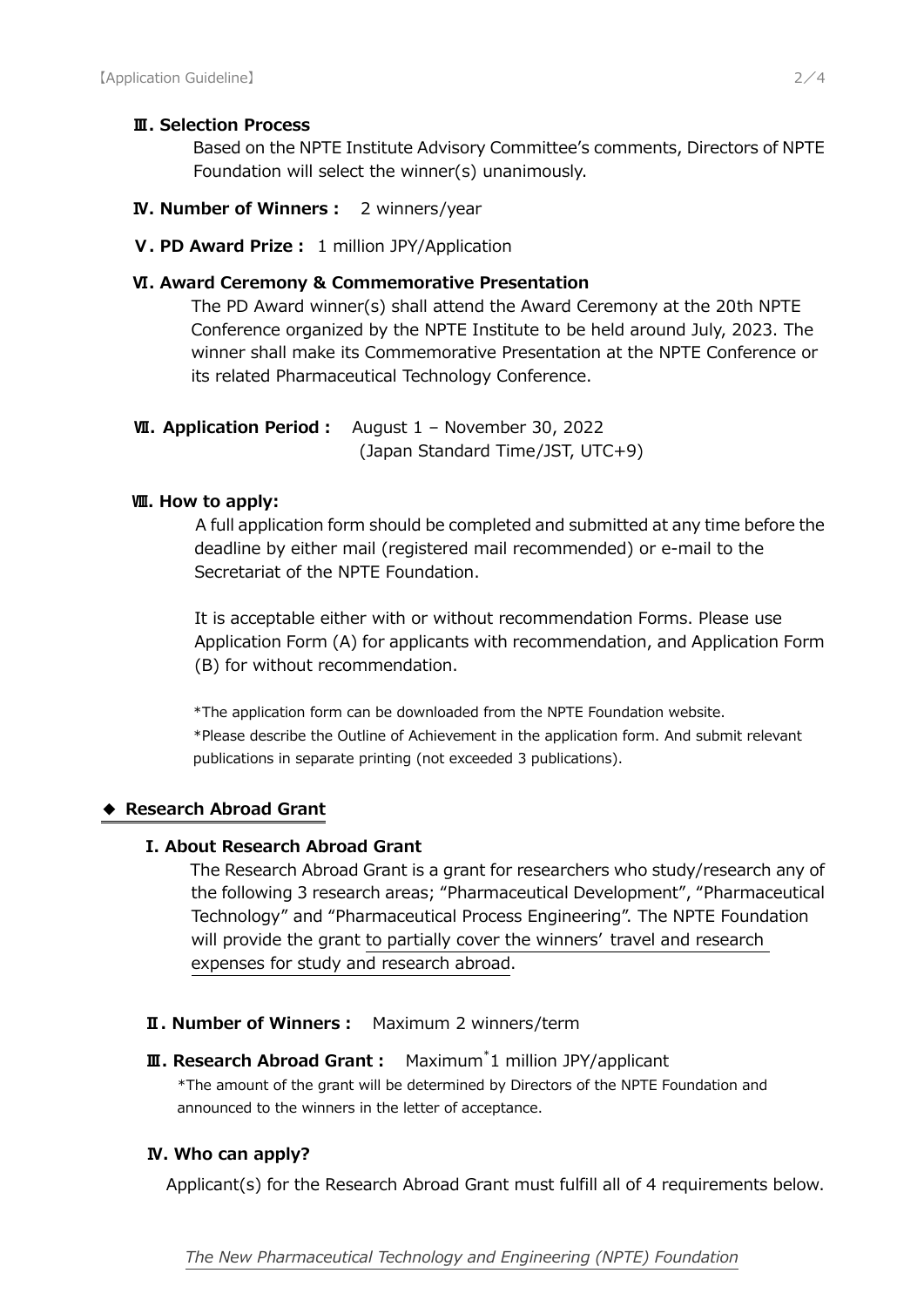### Ⅲ. Selection Process

Based on the NPTE Institute Advisory Committee's comments, Directors of NPTE Foundation will select the winner(s) unanimously.

### Ⅳ. Number of Winners :

2 winners/year

### Ⅴ. PD Award Prize :

1 million JPY/Application

### Ⅵ. Award Ceremony & Commemorative Presentation

The PD Award winner(s) shall attend the Award Ceremony at the 20th NPTE Conference organized by the NPTE Institute to be held around July, 2023. The winner shall make its Commemorative Presentation at the NPTE Conference or its related Pharmaceutical Technology Conference.

### Ⅶ. Application Period :

August 1 – November 30, 2022
(Japan Standard Time/JST, UTC+9)

### Ⅷ. How to apply:

A full application form should be completed and submitted at any time before the deadline by either mail (registered mail recommended) or e-mail to the Secretariat of the NPTE Foundation.

It is acceptable either with or without recommendation Forms. Please use Application Form (A) for applicants with recommendation, and Application Form (B) for without recommendation.

*The application form can be downloaded from the NPTE Foundation website.
*Please describe the Outline of Achievement in the application form. And submit relevant publications in separate printing (not exceeded 3 publications).

## ◆ Research Abroad Grant

### I. About Research Abroad Grant

The Research Abroad Grant is a grant for researchers who study/research any of the following 3 research areas; "Pharmaceutical Development", "Pharmaceutical Technology" and "Pharmaceutical Process Engineering". The NPTE Foundation will provide the grant to partially cover the winners' travel and research expenses for study and research abroad.

### Ⅱ. Number of Winners :

Maximum 2 winners/term

### Ⅲ. Research Abroad Grant :

Maximum* 1 million JPY/applicant

*The amount of the grant will be determined by Directors of the NPTE Foundation and announced to the winners in the letter of acceptance.

### Ⅳ. Who can apply?

Applicant(s) for the Research Abroad Grant must fulfill all of 4 requirements below.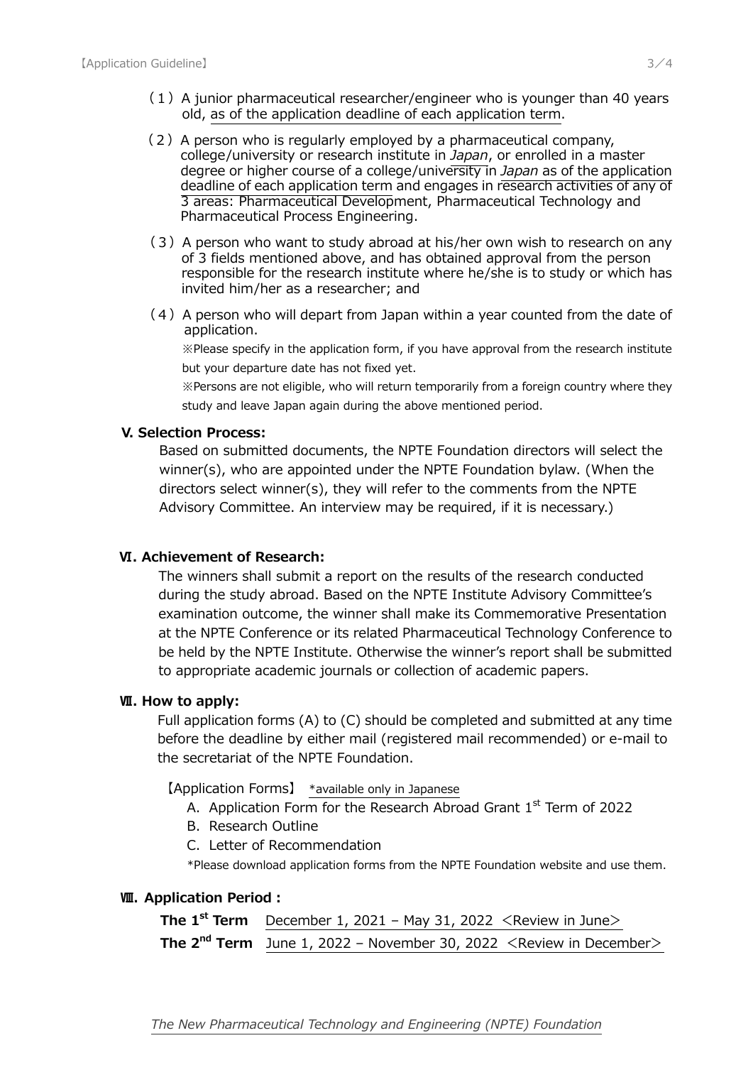(1) A junior pharmaceutical researcher/engineer who is younger than 40 years old, as of the application deadline of each application term.

(2) A person who is regularly employed by a pharmaceutical company, college/university or research institute in *Japan*, or enrolled in a master degree or higher course of a college/university in *Japan* as of the application deadline of each application term and engages in research activities of any of 3 areas: Pharmaceutical Development, Pharmaceutical Technology and Pharmaceutical Process Engineering.

(3) A person who want to study abroad at his/her own wish to research on any of 3 fields mentioned above, and has obtained approval from the person responsible for the research institute where he/she is to study or which has invited him/her as a researcher; and

(4) A person who will depart from Japan within a year counted from the date of application.

※Please specify in the application form, if you have approval from the research institute but your departure date has not fixed yet.

※Persons are not eligible, who will return temporarily from a foreign country where they study and leave Japan again during the above mentioned period.

### V. Selection Process:

Based on submitted documents, the NPTE Foundation directors will select the winner(s), who are appointed under the NPTE Foundation bylaw. (When the directors select winner(s), they will refer to the comments from the NPTE Advisory Committee. An interview may be required, if it is necessary.)

### Ⅵ. Achievement of Research:

The winners shall submit a report on the results of the research conducted during the study abroad. Based on the NPTE Institute Advisory Committee's examination outcome, the winner shall make its Commemorative Presentation at the NPTE Conference or its related Pharmaceutical Technology Conference to be held by the NPTE Institute. Otherwise the winner's report shall be submitted to appropriate academic journals or collection of academic papers.

### Ⅶ. How to apply:

Full application forms (A) to (C) should be completed and submitted at any time before the deadline by either mail (registered mail recommended) or e-mail to the secretariat of the NPTE Foundation.

【Application Forms】 *available only in Japanese

A. Application Form for the Research Abroad Grant 1st Term of 2022
B. Research Outline
C. Letter of Recommendation

*Please download application forms from the NPTE Foundation website and use them.

### Ⅷ. Application Period :

**The 1st Term** December 1, 2021 – May 31, 2022 <Review in June>

**The 2nd Term** June 1, 2022 – November 30, 2022 <Review in December>

*The New Pharmaceutical Technology and Engineering (NPTE) Foundation*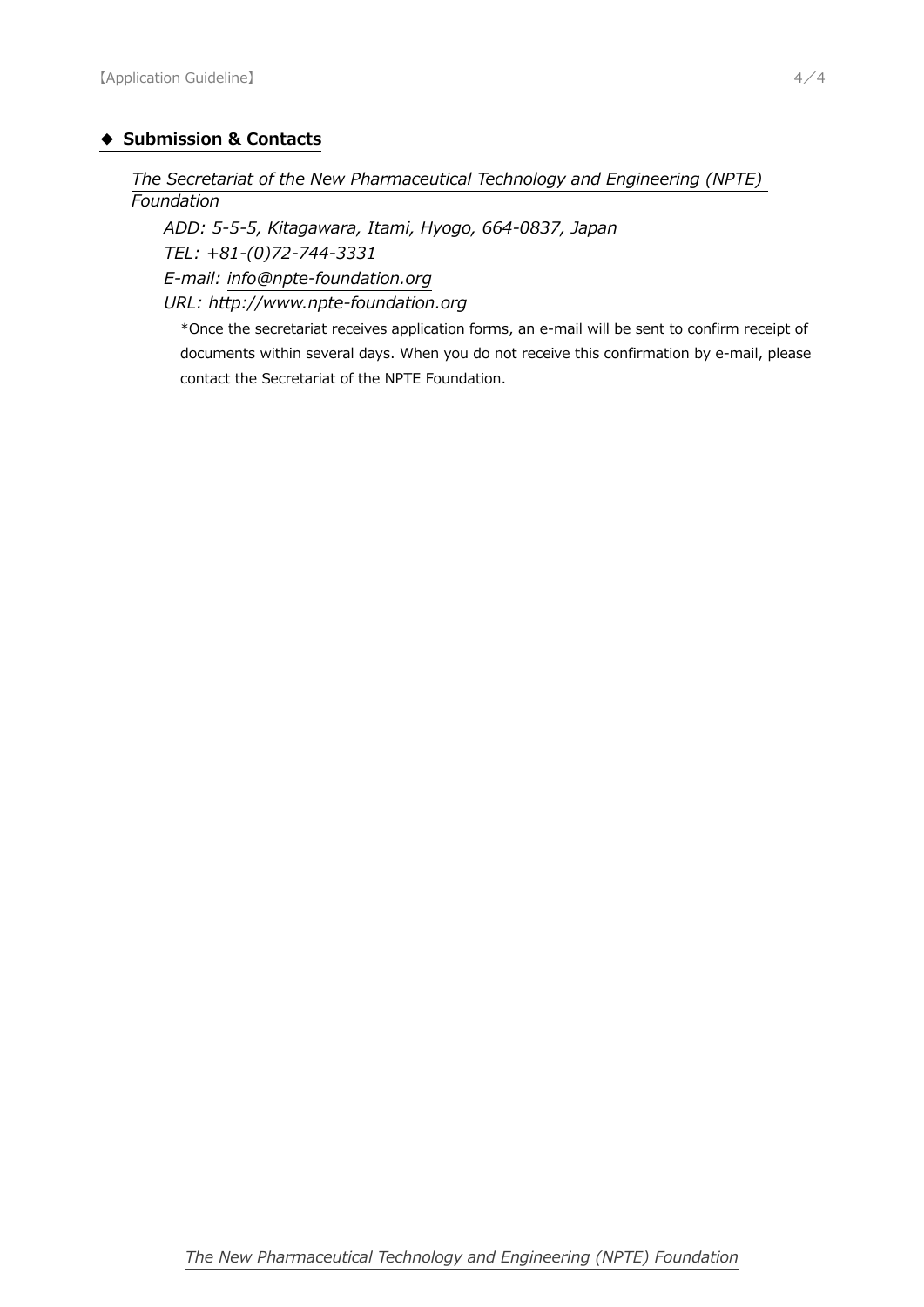## ◆ Submission & Contacts

*The Secretariat of the New Pharmaceutical Technology and Engineering (NPTE) Foundation*

*ADD: 5-5-5, Kitagawara, Itami, Hyogo, 664-0837, Japan*

*TEL: +81-(0)72-744-3331*

*E-mail: info@npte-foundation.org*

*URL: http://www.npte-foundation.org*

*Once the secretariat receives application forms, an e-mail will be sent to confirm receipt of documents within several days. When you do not receive this confirmation by e-mail, please contact the Secretariat of the NPTE Foundation.